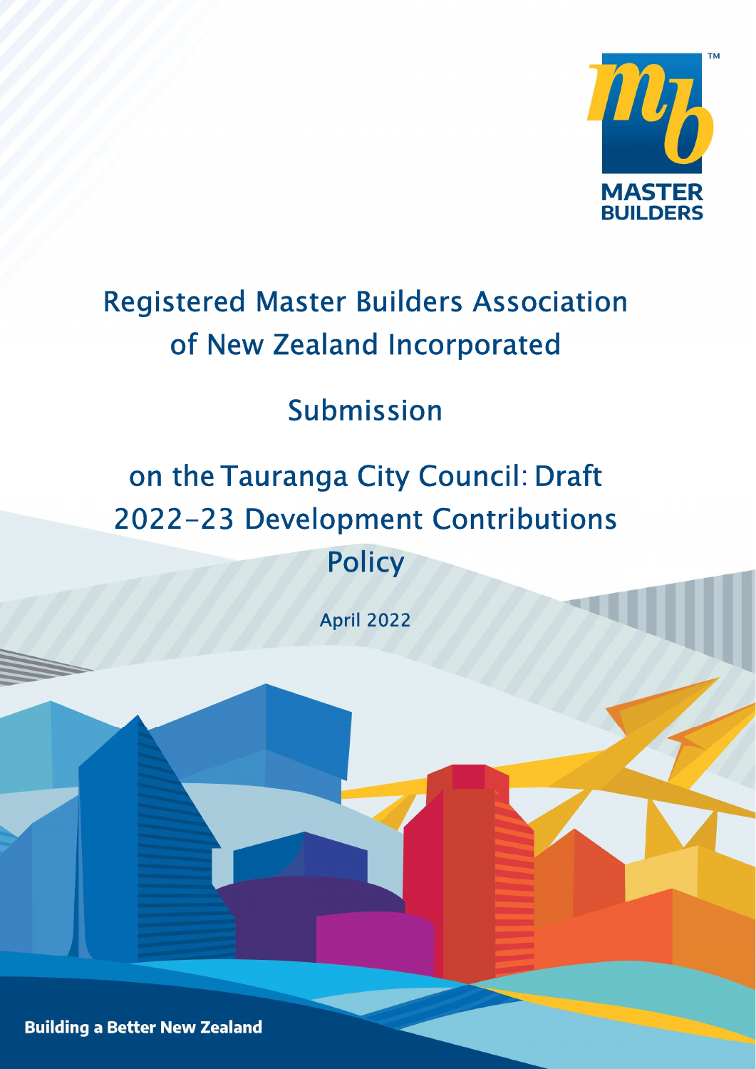MASTER BUILDERS

# Registered Master Builders Association of New Zealand Incorporated

## Submission

## on the Tauranga City Council: Draft 2022-23 Development Contributions Policy

April 2022

**Building a Better New Zealand**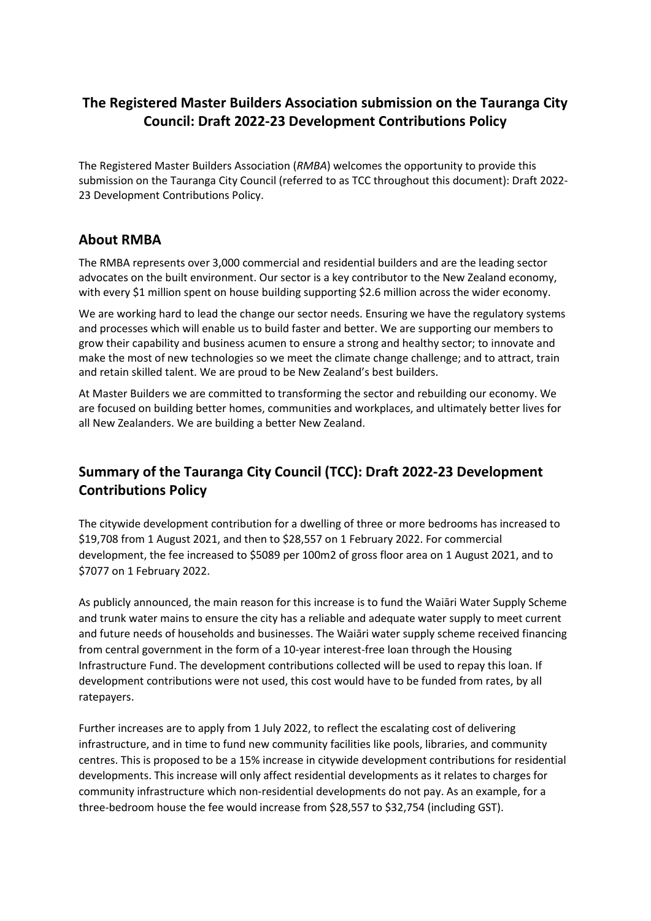## The Registered Master Builders Association submission on the Tauranga City Council: Draft 2022-23 Development Contributions Policy

The Registered Master Builders Association (*RMBA*) welcomes the opportunity to provide this submission on the Tauranga City Council (referred to as TCC throughout this document): Draft 2022-23 Development Contributions Policy.

## About RMBA

The RMBA represents over 3,000 commercial and residential builders and are the leading sector advocates on the built environment. Our sector is a key contributor to the New Zealand economy, with every $1 million spent on house building supporting $2.6 million across the wider economy.

We are working hard to lead the change our sector needs. Ensuring we have the regulatory systems and processes which will enable us to build faster and better. We are supporting our members to grow their capability and business acumen to ensure a strong and healthy sector; to innovate and make the most of new technologies so we meet the climate change challenge; and to attract, train and retain skilled talent. We are proud to be New Zealand's best builders.

At Master Builders we are committed to transforming the sector and rebuilding our economy. We are focused on building better homes, communities and workplaces, and ultimately better lives for all New Zealanders. We are building a better New Zealand.

## Summary of the Tauranga City Council (TCC): Draft 2022-23 Development Contributions Policy

The citywide development contribution for a dwelling of three or more bedrooms has increased to $19,708 from 1 August 2021, and then to $28,557 on 1 February 2022. For commercial development, the fee increased to $5089 per 100m2 of gross floor area on 1 August 2021, and to $7077 on 1 February 2022.

As publicly announced, the main reason for this increase is to fund the Waiāri Water Supply Scheme and trunk water mains to ensure the city has a reliable and adequate water supply to meet current and future needs of households and businesses. The Waiāri water supply scheme received financing from central government in the form of a 10-year interest-free loan through the Housing Infrastructure Fund. The development contributions collected will be used to repay this loan. If development contributions were not used, this cost would have to be funded from rates, by all ratepayers.

Further increases are to apply from 1 July 2022, to reflect the escalating cost of delivering infrastructure, and in time to fund new community facilities like pools, libraries, and community centres. This is proposed to be a 15% increase in citywide development contributions for residential developments. This increase will only affect residential developments as it relates to charges for community infrastructure which non-residential developments do not pay. As an example, for a three-bedroom house the fee would increase from $28,557 to $32,754 (including GST).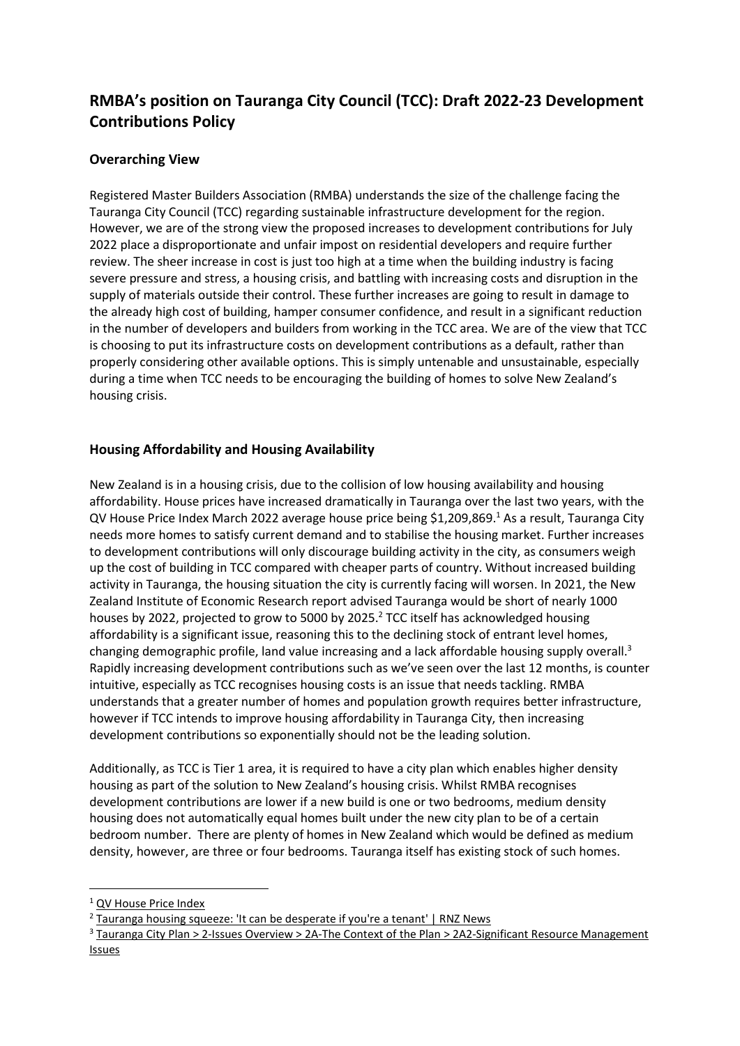# RMBA's position on Tauranga City Council (TCC): Draft 2022-23 Development Contributions Policy

## Overarching View

Registered Master Builders Association (RMBA) understands the size of the challenge facing the Tauranga City Council (TCC) regarding sustainable infrastructure development for the region. However, we are of the strong view the proposed increases to development contributions for July 2022 place a disproportionate and unfair impost on residential developers and require further review. The sheer increase in cost is just too high at a time when the building industry is facing severe pressure and stress, a housing crisis, and battling with increasing costs and disruption in the supply of materials outside their control. These further increases are going to result in damage to the already high cost of building, hamper consumer confidence, and result in a significant reduction in the number of developers and builders from working in the TCC area. We are of the view that TCC is choosing to put its infrastructure costs on development contributions as a default, rather than properly considering other available options. This is simply untenable and unsustainable, especially during a time when TCC needs to be encouraging the building of homes to solve New Zealand's housing crisis.

## Housing Affordability and Housing Availability

New Zealand is in a housing crisis, due to the collision of low housing availability and housing affordability. House prices have increased dramatically in Tauranga over the last two years, with the QV House Price Index March 2022 average house price being $1,209,869.[1] As a result, Tauranga City needs more homes to satisfy current demand and to stabilise the housing market. Further increases to development contributions will only discourage building activity in the city, as consumers weigh up the cost of building in TCC compared with cheaper parts of country. Without increased building activity in Tauranga, the housing situation the city is currently facing will worsen. In 2021, the New Zealand Institute of Economic Research report advised Tauranga would be short of nearly 1000 houses by 2022, projected to grow to 5000 by 2025.[2] TCC itself has acknowledged housing affordability is a significant issue, reasoning this to the declining stock of entrant level homes, changing demographic profile, land value increasing and a lack affordable housing supply overall.[3] Rapidly increasing development contributions such as we've seen over the last 12 months, is counter intuitive, especially as TCC recognises housing costs is an issue that needs tackling. RMBA understands that a greater number of homes and population growth requires better infrastructure, however if TCC intends to improve housing affordability in Tauranga City, then increasing development contributions so exponentially should not be the leading solution.

Additionally, as TCC is Tier 1 area, it is required to have a city plan which enables higher density housing as part of the solution to New Zealand's housing crisis. Whilst RMBA recognises development contributions are lower if a new build is one or two bedrooms, medium density housing does not automatically equal homes built under the new city plan to be of a certain bedroom number. There are plenty of homes in New Zealand which would be defined as medium density, however, are three or four bedrooms. Tauranga itself has existing stock of such homes.

[1] QV House Price Index

[2] Tauranga housing squeeze: 'It can be desperate if you're a tenant' | RNZ News

[3] Tauranga City Plan > 2-Issues Overview > 2A-The Context of the Plan > 2A2-Significant Resource Management Issues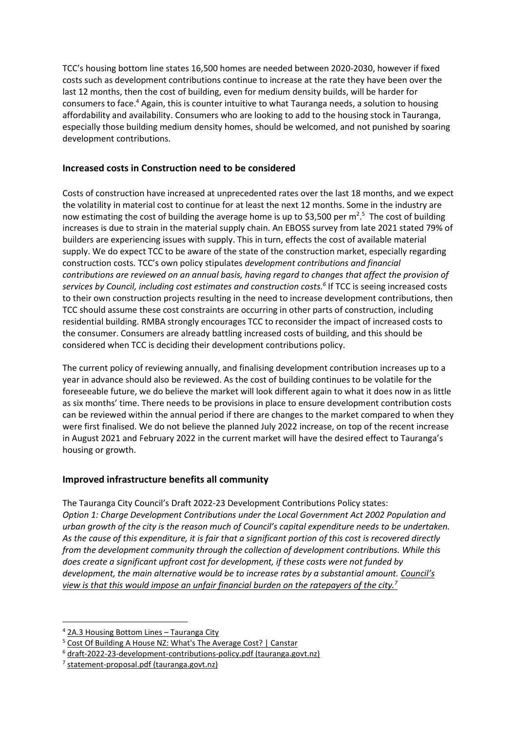TCC's housing bottom line states 16,500 homes are needed between 2020-2030, however if fixed costs such as development contributions continue to increase at the rate they have been over the last 12 months, then the cost of building, even for medium density builds, will be harder for consumers to face.[4] Again, this is counter intuitive to what Tauranga needs, a solution to housing affordability and availability. Consumers who are looking to add to the housing stock in Tauranga, especially those building medium density homes, should be welcomed, and not punished by soaring development contributions.

## Increased costs in Construction need to be considered

Costs of construction have increased at unprecedented rates over the last 18 months, and we expect the volatility in material cost to continue for at least the next 12 months. Some in the industry are now estimating the cost of building the average home is up to \$3,500 per $m^2$.[5] The cost of building increases is due to strain in the material supply chain. An EBOSS survey from late 2021 stated 79% of builders are experiencing issues with supply. This in turn, effects the cost of available material supply. We do expect TCC to be aware of the state of the construction market, especially regarding construction costs. TCC's own policy stipulates *development contributions and financial contributions are reviewed on an annual basis, having regard to changes that affect the provision of services by Council, including cost estimates and construction costs.*[6] If TCC is seeing increased costs to their own construction projects resulting in the need to increase development contributions, then TCC should assume these cost constraints are occurring in other parts of construction, including residential building. RMBA strongly encourages TCC to reconsider the impact of increased costs to the consumer. Consumers are already battling increased costs of building, and this should be considered when TCC is deciding their development contributions policy.

The current policy of reviewing annually, and finalising development contribution increases up to a year in advance should also be reviewed. As the cost of building continues to be volatile for the foreseeable future, we do believe the market will look different again to what it does now in as little as six months' time. There needs to be provisions in place to ensure development contribution costs can be reviewed within the annual period if there are changes to the market compared to when they were first finalised. We do not believe the planned July 2022 increase, on top of the recent increase in August 2021 and February 2022 in the current market will have the desired effect to Tauranga's housing or growth.

## Improved infrastructure benefits all community

The Tauranga City Council's Draft 2022-23 Development Contributions Policy states:
*Option 1: Charge Development Contributions under the Local Government Act 2002 Population and urban growth of the city is the reason much of Council's capital expenditure needs to be undertaken. As the cause of this expenditure, it is fair that a significant portion of this cost is recovered directly from the development community through the collection of development contributions. While this does create a significant upfront cost for development, if these costs were not funded by development, the main alternative would be to increase rates by a substantial amount. Council's view is that this would impose an unfair financial burden on the ratepayers of the city.*[7]

[4] 2A.3 Housing Bottom Lines – Tauranga City

[5] Cost Of Building A House NZ: What's The Average Cost? | Canstar

[6] draft-2022-23-development-contributions-policy.pdf (tauranga.govt.nz)

[7] statement-proposal.pdf (tauranga.govt.nz)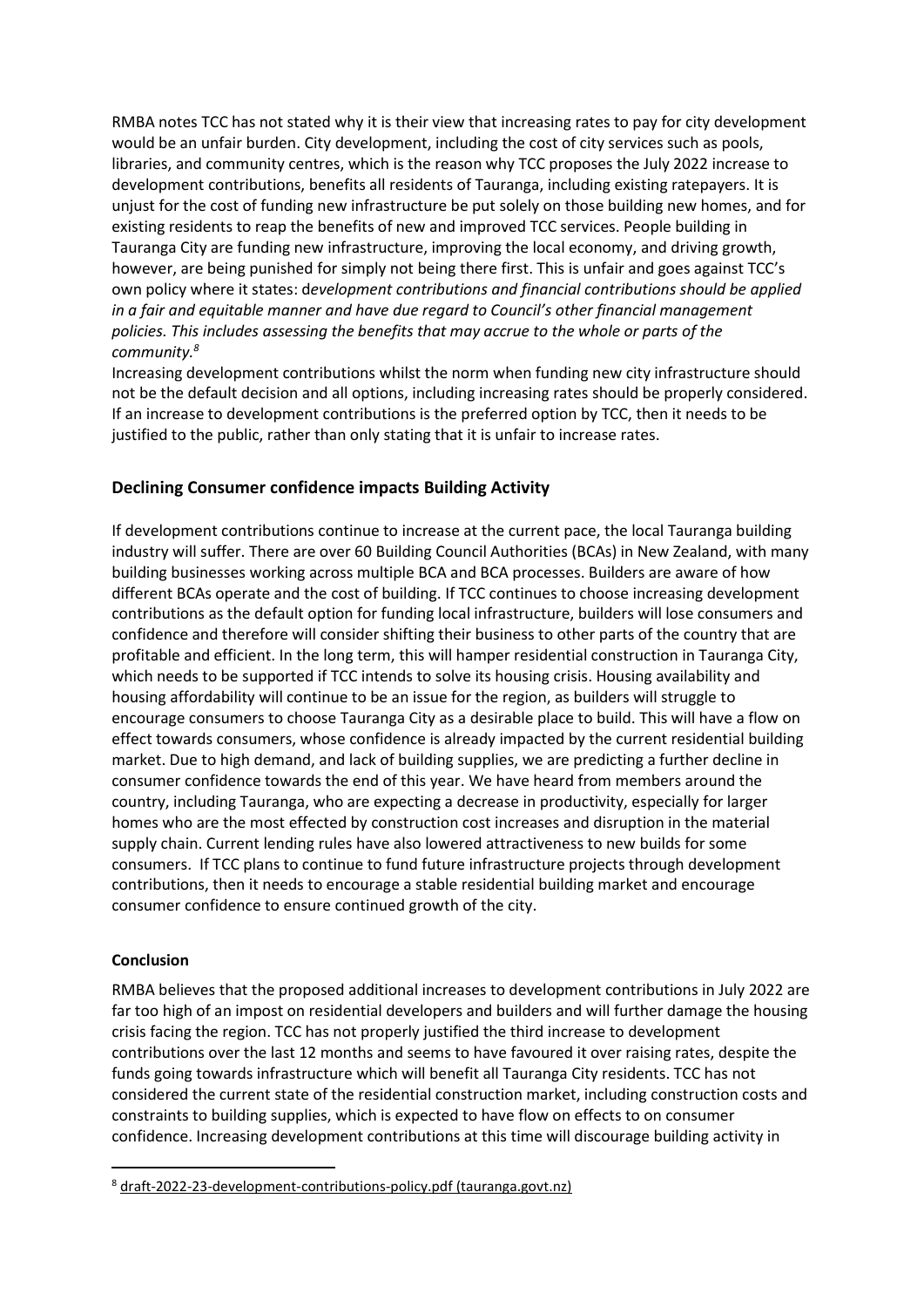RMBA notes TCC has not stated why it is their view that increasing rates to pay for city development would be an unfair burden. City development, including the cost of city services such as pools, libraries, and community centres, which is the reason why TCC proposes the July 2022 increase to development contributions, benefits all residents of Tauranga, including existing ratepayers. It is unjust for the cost of funding new infrastructure be put solely on those building new homes, and for existing residents to reap the benefits of new and improved TCC services. People building in Tauranga City are funding new infrastructure, improving the local economy, and driving growth, however, are being punished for simply not being there first. This is unfair and goes against TCC's own policy where it states: d*evelopment contributions and financial contributions should be applied in a fair and equitable manner and have due regard to Council's other financial management policies. This includes assessing the benefits that may accrue to the whole or parts of the community.*[8]

Increasing development contributions whilst the norm when funding new city infrastructure should not be the default decision and all options, including increasing rates should be properly considered. If an increase to development contributions is the preferred option by TCC, then it needs to be justified to the public, rather than only stating that it is unfair to increase rates.

## Declining Consumer confidence impacts Building Activity

If development contributions continue to increase at the current pace, the local Tauranga building industry will suffer. There are over 60 Building Council Authorities (BCAs) in New Zealand, with many building businesses working across multiple BCA and BCA processes. Builders are aware of how different BCAs operate and the cost of building. If TCC continues to choose increasing development contributions as the default option for funding local infrastructure, builders will lose consumers and confidence and therefore will consider shifting their business to other parts of the country that are profitable and efficient. In the long term, this will hamper residential construction in Tauranga City, which needs to be supported if TCC intends to solve its housing crisis. Housing availability and housing affordability will continue to be an issue for the region, as builders will struggle to encourage consumers to choose Tauranga City as a desirable place to build. This will have a flow on effect towards consumers, whose confidence is already impacted by the current residential building market. Due to high demand, and lack of building supplies, we are predicting a further decline in consumer confidence towards the end of this year. We have heard from members around the country, including Tauranga, who are expecting a decrease in productivity, especially for larger homes who are the most effected by construction cost increases and disruption in the material supply chain. Current lending rules have also lowered attractiveness to new builds for some consumers. If TCC plans to continue to fund future infrastructure projects through development contributions, then it needs to encourage a stable residential building market and encourage consumer confidence to ensure continued growth of the city.

### Conclusion

RMBA believes that the proposed additional increases to development contributions in July 2022 are far too high of an impost on residential developers and builders and will further damage the housing crisis facing the region. TCC has not properly justified the third increase to development contributions over the last 12 months and seems to have favoured it over raising rates, despite the funds going towards infrastructure which will benefit all Tauranga City residents. TCC has not considered the current state of the residential construction market, including construction costs and constraints to building supplies, which is expected to have flow on effects to on consumer confidence. Increasing development contributions at this time will discourage building activity in

[8] draft-2022-23-development-contributions-policy.pdf (tauranga.govt.nz)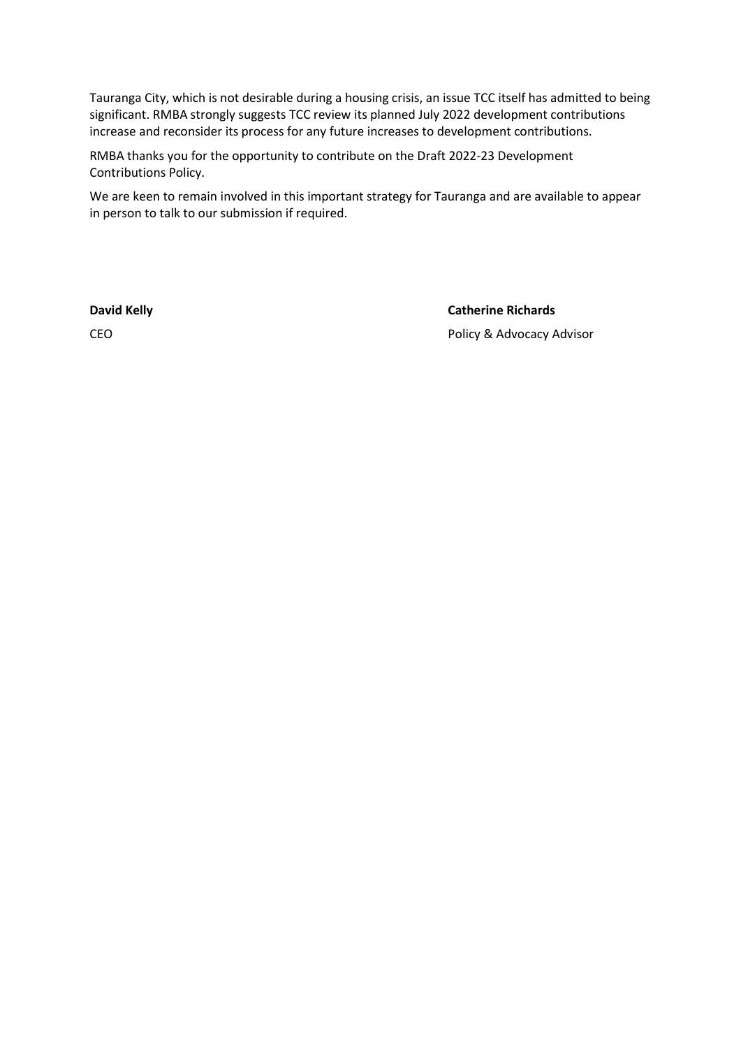Tauranga City, which is not desirable during a housing crisis, an issue TCC itself has admitted to being significant. RMBA strongly suggests TCC review its planned July 2022 development contributions increase and reconsider its process for any future increases to development contributions.

RMBA thanks you for the opportunity to contribute on the Draft 2022-23 Development Contributions Policy.

We are keen to remain involved in this important strategy for Tauranga and are available to appear in person to talk to our submission if required.

**David Kelly**
CEO

**Catherine Richards**
Policy & Advocacy Advisor